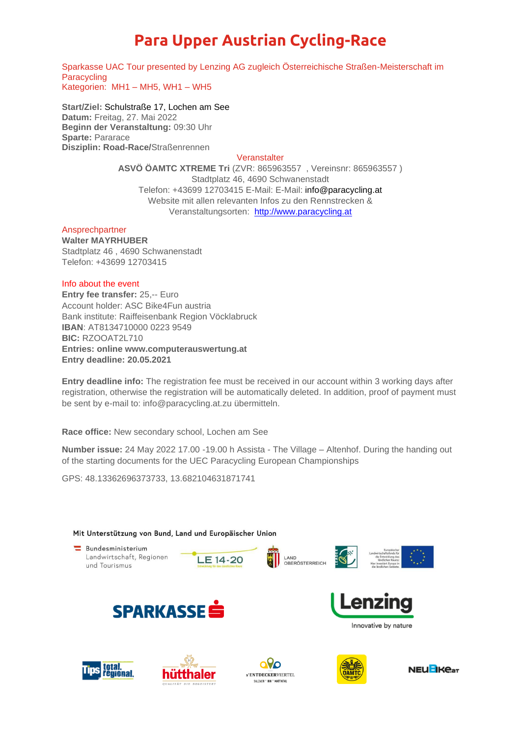# Para Upper Austrian Cycling-Race

Sparkasse UAC Tour presented by Lenzing AG zugleich Österreichische Straßen-Meisterschaft im Paracycling
Kategorien: MH1 – MH5, WH1 – WH5

**Start/Ziel:** Schulstraße 17, Lochen am See
**Datum:** Freitag, 27. Mai 2022
**Beginn der Veranstaltung:** 09:30 Uhr
**Sparte:** Pararace
**Disziplin: Road-Race/**Straßenrennen

Veranstalter

**ASVÖ ÖAMTC XTREME Tri** (ZVR: 865963557 , Vereinsnr: 865963557 )
Stadtplatz 46, 4690 Schwanenstadt
Telefon: +43699 12703415 E-Mail: E-Mail: info@paracycling.at
Website mit allen relevanten Infos zu den Rennstrecken & Veranstaltungsorten: [http://www.paracycling.at](http://www.paracycling.at)

Ansprechpartner
**Walter MAYRHUBER**
Stadtplatz 46 , 4690 Schwanenstadt
Telefon: +43699 12703415

Info about the event
**Entry fee transfer:** 25,-- Euro
Account holder: ASC Bike4Fun austria
Bank institute: Raiffeisenbank Region Vöcklabruck
**IBAN**: AT8134710000 0223 9549
**BIC:** RZOOAT2L710
**Entries: online www.computerauswertung.at**
**Entry deadline: 20.05.2021**

**Entry deadline info:** The registration fee must be received in our account within 3 working days after registration, otherwise the registration will be automatically deleted. In addition, proof of payment must be sent by e-mail to: info@paracycling.at.zu übermitteln.

**Race office:** New secondary school, Lochen am See

**Number issue:** 24 May 2022 17.00 -19.00 h Assista - The Village – Altenhof. During the handing out of the starting documents for the UEC Paracycling European Championships

GPS: 48.13362696373733, 13.682104631871741

Mit Unterstützung von Bund, Land und Europäischer Union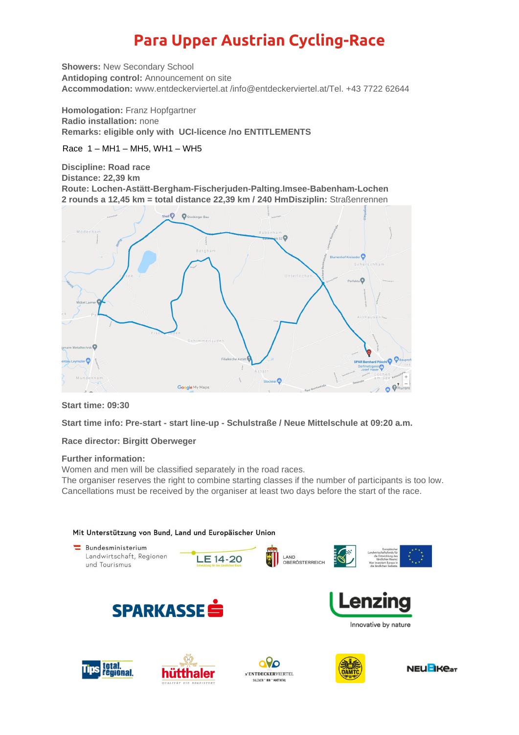# Para Upper Austrian Cycling-Race

**Showers:** New Secondary School
**Antidoping control:** Announcement on site
**Accommodation:** www.entdeckerviertel.at /info@entdeckerviertel.at/Tel. +43 7722 62644

**Homologation:** Franz Hopfgartner
**Radio installation:** none
**Remarks: eligible only with UCI-licence /no ENTITLEMENTS**

Race 1 – MH1 – MH5, WH1 – WH5

**Discipline: Road race**
**Distance: 22,39 km**
**Route: Lochen-Astätt-Bergham-Fischerjuden-Palting.Imsee-Babenham-Lochen**
**2 rounds a 12,45 km = total distance 22,39 km / 240 HmDisziplin:** Straßenrennen

**Start time: 09:30**

**Start time info: Pre-start - start line-up - Schulstraße / Neue Mittelschule at 09:20 a.m.**

**Race director: Birgitt Oberweger**

**Further information:**
Women and men will be classified separately in the road races.
The organiser reserves the right to combine starting classes if the number of participants is too low.
Cancellations must be received by the organiser at least two days before the start of the race.

Mit Unterstützung von Bund, Land und Europäischer Union

Bundesministerium Landwirtschaft, Regionen und Tourismus

LE 14-20

LAND OBERÖSTERREICH

SPARKASSE

Lenzing – Innovative by nature

Tips total. regional.

hütthaler

s'ENTDECKERVIERTEL

ÖAMTC

NEUBIKE.AT